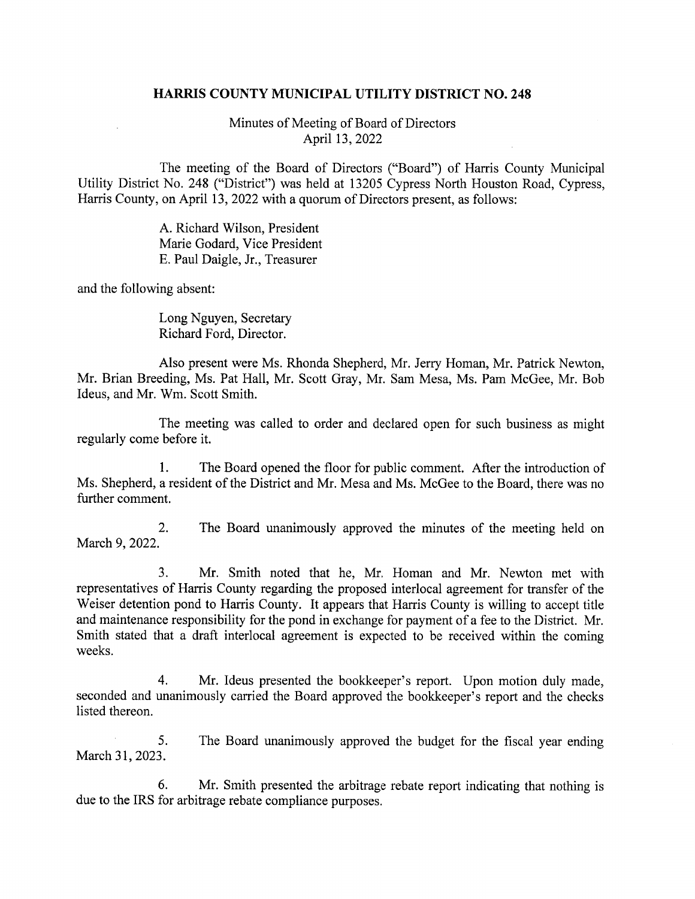# HARRIS COUNTY MUNICIPAL UTILITY DISTRICT NO. 248

Minutes of Meeting of Board of Directors
April 13, 2022

The meeting of the Board of Directors ("Board") of Harris County Municipal Utility District No. 248 ("District") was held at 13205 Cypress North Houston Road, Cypress, Harris County, on April 13, 2022 with a quorum of Directors present, as follows:

A. Richard Wilson, President
Marie Godard, Vice President
E. Paul Daigle, Jr., Treasurer

and the following absent:

Long Nguyen, Secretary
Richard Ford, Director.

Also present were Ms. Rhonda Shepherd, Mr. Jerry Homan, Mr. Patrick Newton, Mr. Brian Breeding, Ms. Pat Hall, Mr. Scott Gray, Mr. Sam Mesa, Ms. Pam McGee, Mr. Bob Ideus, and Mr. Wm. Scott Smith.

The meeting was called to order and declared open for such business as might regularly come before it.

1. The Board opened the floor for public comment. After the introduction of Ms. Shepherd, a resident of the District and Mr. Mesa and Ms. McGee to the Board, there was no further comment.

2. The Board unanimously approved the minutes of the meeting held on March 9, 2022.

3. Mr. Smith noted that he, Mr. Homan and Mr. Newton met with representatives of Harris County regarding the proposed interlocal agreement for transfer of the Weiser detention pond to Harris County. It appears that Harris County is willing to accept title and maintenance responsibility for the pond in exchange for payment of a fee to the District. Mr. Smith stated that a draft interlocal agreement is expected to be received within the coming weeks.

4. Mr. Ideus presented the bookkeeper's report. Upon motion duly made, seconded and unanimously carried the Board approved the bookkeeper's report and the checks listed thereon.

5. The Board unanimously approved the budget for the fiscal year ending March 31, 2023.

6. Mr. Smith presented the arbitrage rebate report indicating that nothing is due to the IRS for arbitrage rebate compliance purposes.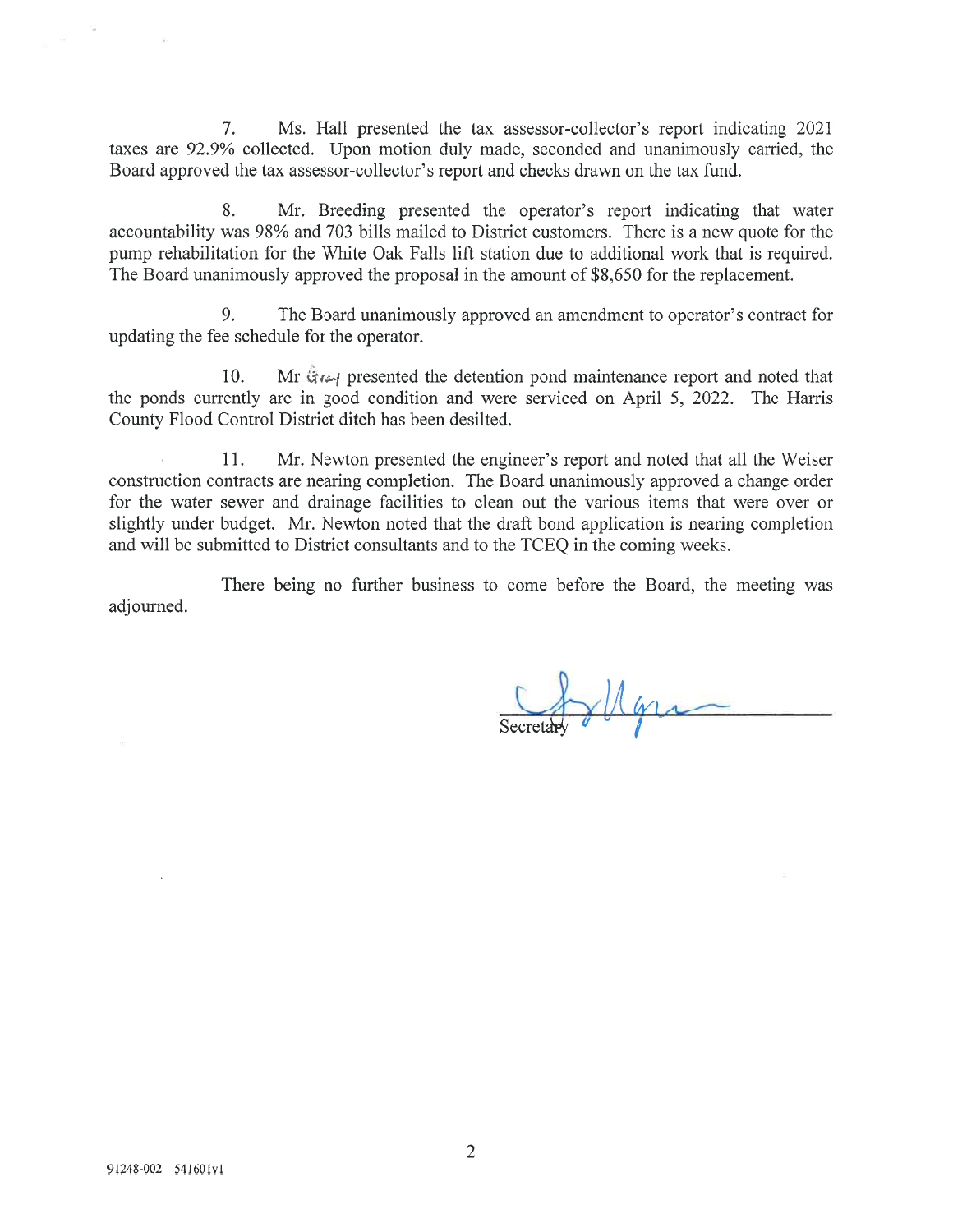7. Ms. Hall presented the tax assessor-collector's report indicating 2021 taxes are 92.9% collected. Upon motion duly made, seconded and unanimously carried, the Board approved the tax assessor-collector's report and checks drawn on the tax fund.

8. Mr. Breeding presented the operator's report indicating that water accountability was 98% and 703 bills mailed to District customers. There is a new quote for the pump rehabilitation for the White Oak Falls lift station due to additional work that is required. The Board unanimously approved the proposal in the amount of $8,650 for the replacement.

9. The Board unanimously approved an amendment to operator's contract for updating the fee schedule for the operator.

10. Mr Gray presented the detention pond maintenance report and noted that the ponds currently are in good condition and were serviced on April 5, 2022. The Harris County Flood Control District ditch has been desilted.

11. Mr. Newton presented the engineer's report and noted that all the Weiser construction contracts are nearing completion. The Board unanimously approved a change order for the water sewer and drainage facilities to clean out the various items that were over or slightly under budget. Mr. Newton noted that the draft bond application is nearing completion and will be submitted to District consultants and to the TCEQ in the coming weeks.

There being no further business to come before the Board, the meeting was adjourned.

Secretary

91248-002 541601v1